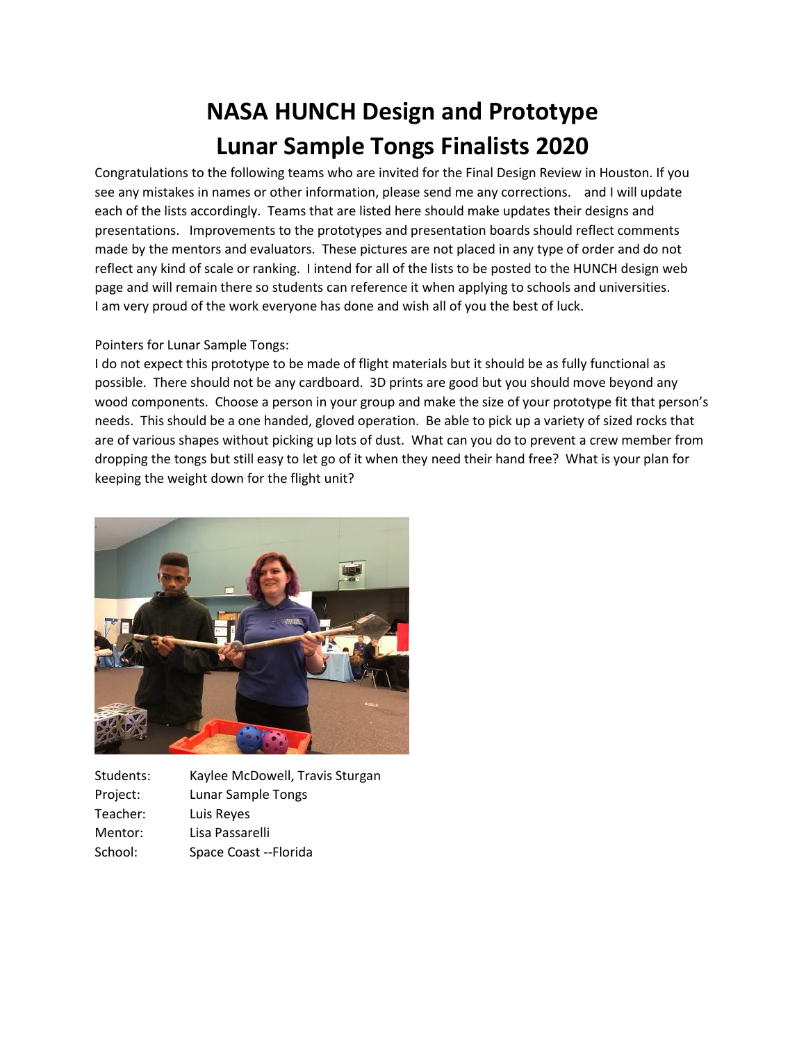# NASA HUNCH Design and Prototype
# Lunar Sample Tongs Finalists 2020

Congratulations to the following teams who are invited for the Final Design Review in Houston. If you see any mistakes in names or other information, please send me any corrections.    and I will update each of the lists accordingly. Teams that are listed here should make updates their designs and presentations. Improvements to the prototypes and presentation boards should reflect comments made by the mentors and evaluators. These pictures are not placed in any type of order and do not reflect any kind of scale or ranking. I intend for all of the lists to be posted to the HUNCH design web page and will remain there so students can reference it when applying to schools and universities. I am very proud of the work everyone has done and wish all of you the best of luck.

Pointers for Lunar Sample Tongs:

I do not expect this prototype to be made of flight materials but it should be as fully functional as possible. There should not be any cardboard. 3D prints are good but you should move beyond any wood components. Choose a person in your group and make the size of your prototype fit that person's needs. This should be a one handed, gloved operation. Be able to pick up a variety of sized rocks that are of various shapes without picking up lots of dust. What can you do to prevent a crew member from dropping the tongs but still easy to let go of it when they need their hand free? What is your plan for keeping the weight down for the flight unit?

Students: Kaylee McDowell, Travis Sturgan
Project: Lunar Sample Tongs
Teacher: Luis Reyes
Mentor: Lisa Passarelli
School: Space Coast --Florida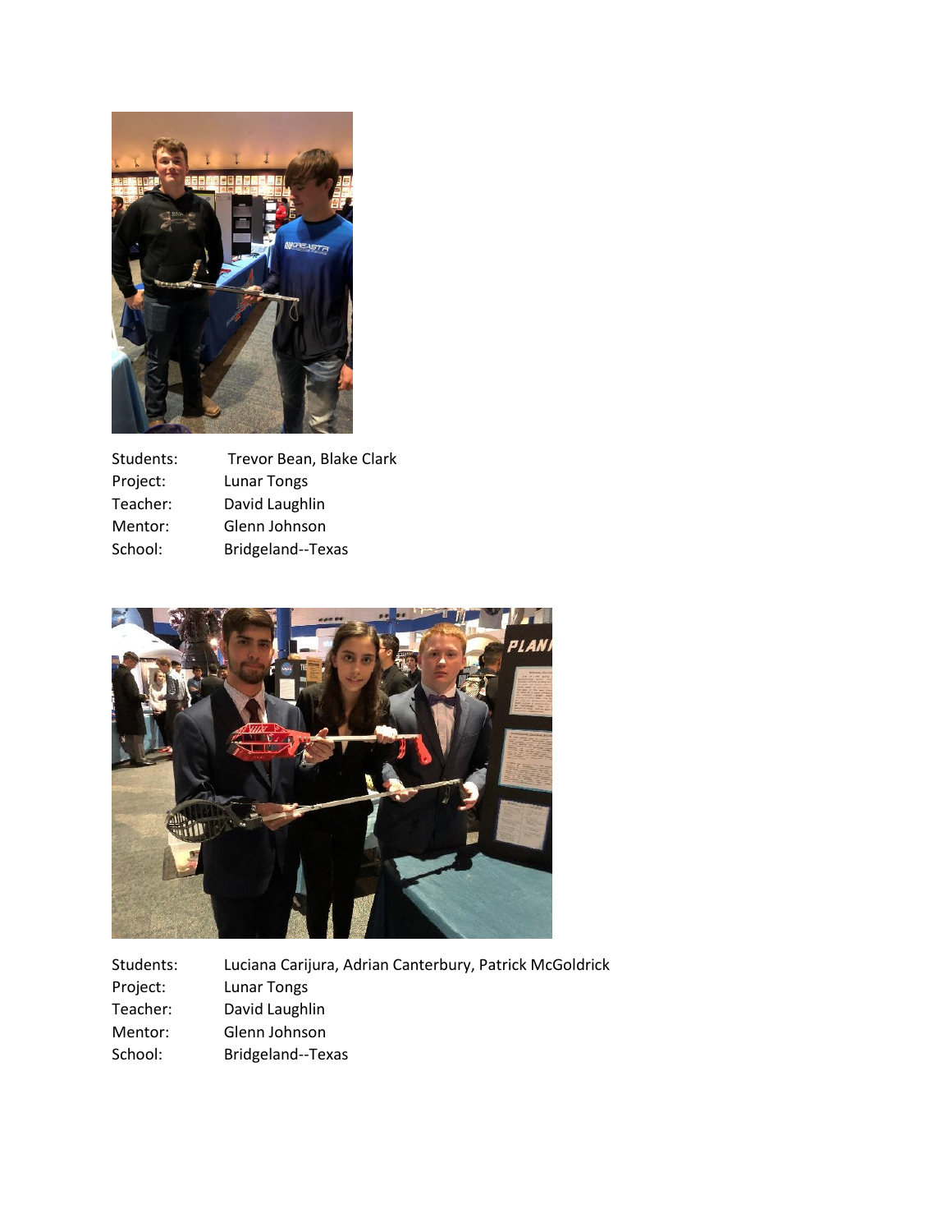Students: Trevor Bean, Blake Clark
Project: Lunar Tongs
Teacher: David Laughlin
Mentor: Glenn Johnson
School: Bridgeland--Texas

Students: Luciana Carijura, Adrian Canterbury, Patrick McGoldrick
Project: Lunar Tongs
Teacher: David Laughlin
Mentor: Glenn Johnson
School: Bridgeland--Texas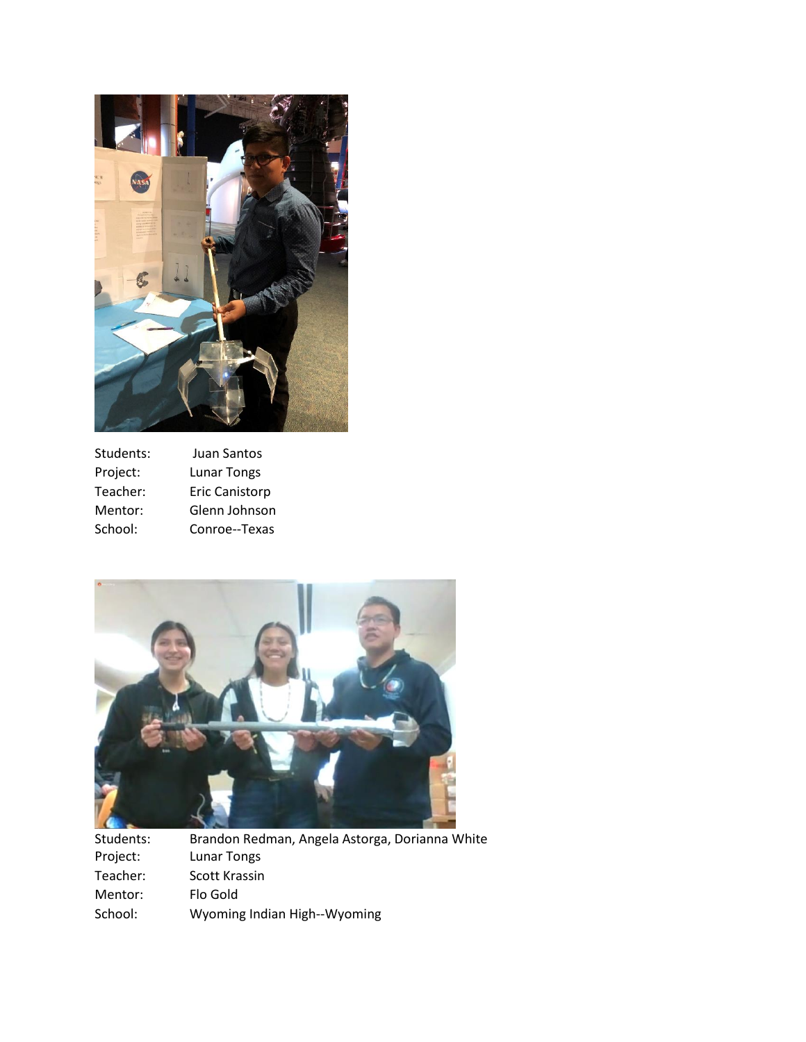Students: Juan Santos
Project: Lunar Tongs
Teacher: Eric Canistorp
Mentor: Glenn Johnson
School: Conroe--Texas

Students: Brandon Redman, Angela Astorga, Dorianna White
Project: Lunar Tongs
Teacher: Scott Krassin
Mentor: Flo Gold
School: Wyoming Indian High--Wyoming